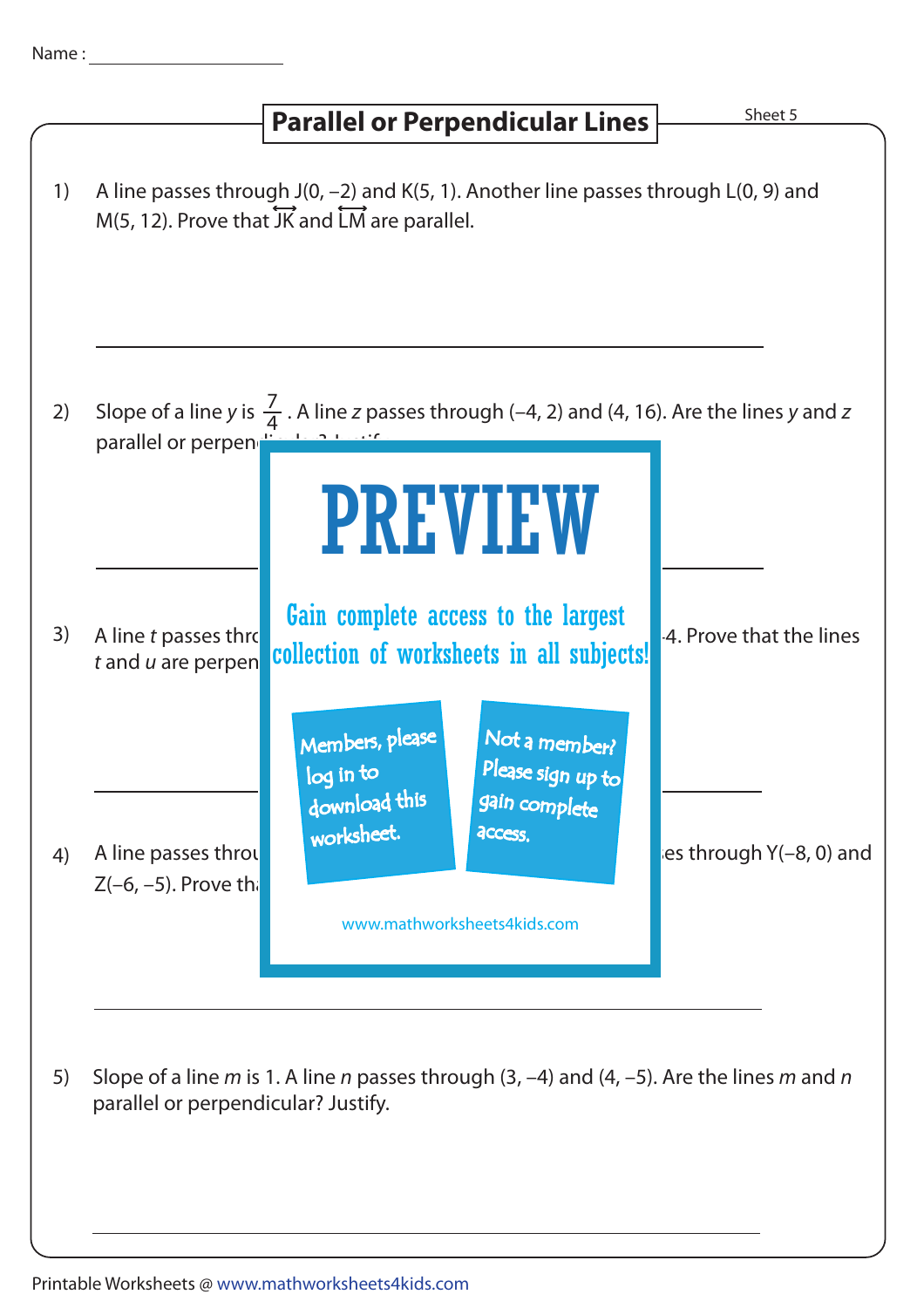Name : ____________________

# Parallel or Perpendicular Lines

Sheet 5

1) A line passes through J(0, –2) and K(5, 1). Another line passes through L(0, 9) and M(5, 12). Prove that $\overleftrightarrow{JK}$ and $\overleftrightarrow{LM}$ are parallel.

---

2) Slope of a line *y* is $\frac{7}{4}$. A line *z* passes through (–4, 2) and (4, 16). Are the lines *y* and *z* parallel or perpen

---

3) A line *t* passes thro -4. Prove that the lines *t* and *u* are perpen

---

4) A line passes throu es through Y(–8, 0) and Z(–6, –5). Prove th

---

PREVIEW

Gain complete access to the largest collection of worksheets in all subjects!

Members, please log in to download this worksheet.

Not a member? Please sign up to gain complete access.

www.mathworksheets4kids.com

5) Slope of a line *m* is 1. A line *n* passes through (3, –4) and (4, –5). Are the lines *m* and *n* parallel or perpendicular? Justify.

---

Printable Worksheets @ www.mathworksheets4kids.com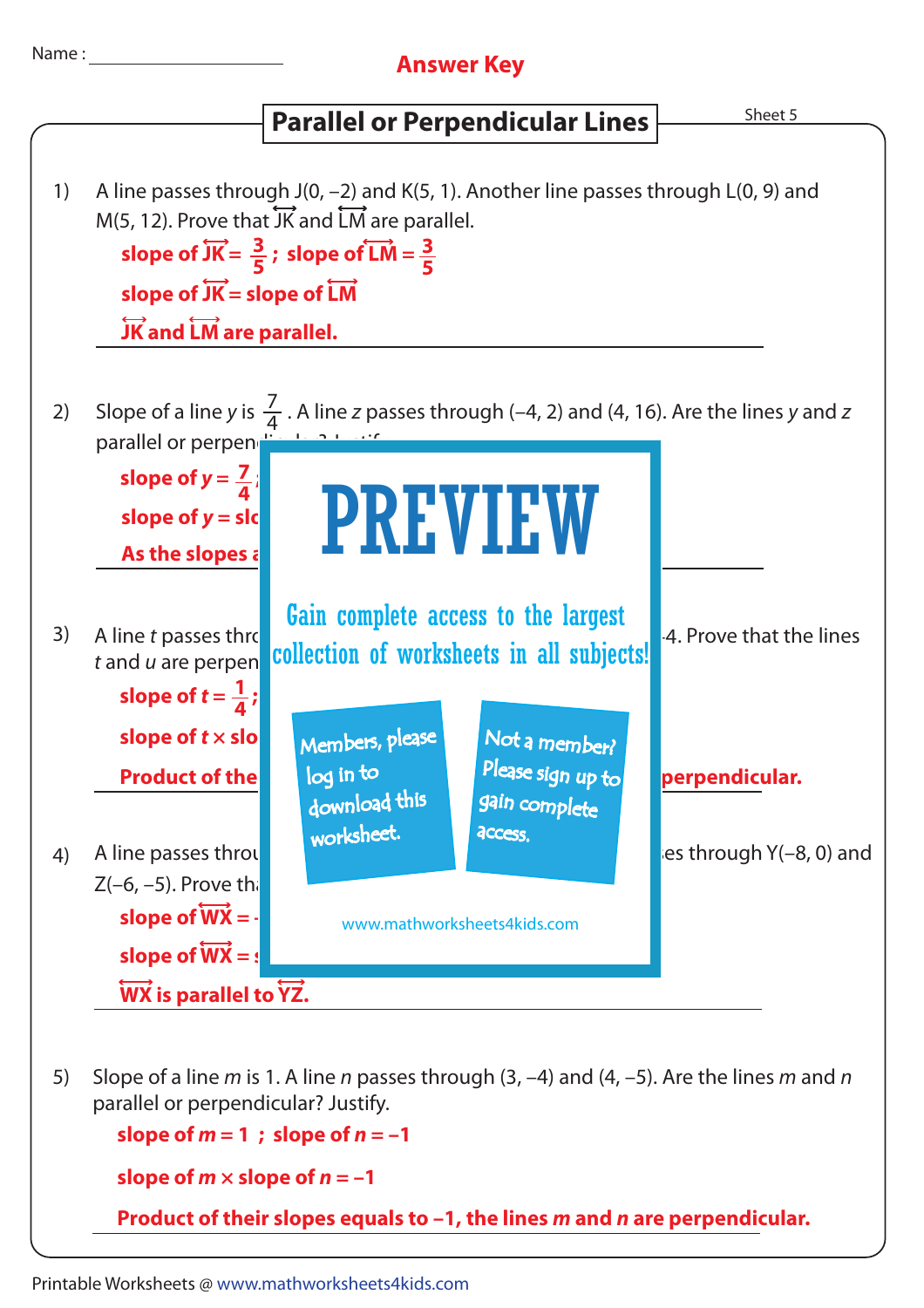Name : ____________________

**Answer Key**

# Parallel or Perpendicular Lines

Sheet 5

1) A line passes through J(0, –2) and K(5, 1). Another line passes through L(0, 9) and M(5, 12). Prove that $\overleftrightarrow{JK}$ and $\overleftrightarrow{LM}$ are parallel.

**slope of $\overleftrightarrow{JK} = \frac{3}{5}$ ; slope of $\overleftrightarrow{LM} = \frac{3}{5}$**

**slope of $\overleftrightarrow{JK}$ = slope of $\overleftrightarrow{LM}$**

**$\overleftrightarrow{JK}$ and $\overleftrightarrow{LM}$ are parallel.**

2) Slope of a line *y* is $\frac{7}{4}$. A line *z* passes through (–4, 2) and (4, 16). Are the lines *y* and *z* parallel or perpendi

**slope of $y = \frac{7}{4}$**

**slope of *y* = slo**

**As the slopes a**

3) A line *t* passes thro ... –4. Prove that the lines *t* and *u* are perpen

**slope of $t = \frac{1}{4}$**

**slope of *t* × slo**

**Product of the ... perpendicular.**

4) A line passes throu ... es through Y(–8, 0) and Z(–6, –5). Prove th

**slope of $\overleftrightarrow{WX}$ =**

**slope of $\overleftrightarrow{WX}$ =**

**$\overleftrightarrow{WX}$ is parallel to $\overleftrightarrow{YZ}$.**

5) Slope of a line *m* is 1. A line *n* passes through (3, –4) and (4, –5). Are the lines *m* and *n* parallel or perpendicular? Justify.

**slope of *m* = 1 ; slope of *n* = –1**

**slope of *m* × slope of *n* = –1**

**Product of their slopes equals to –1, the lines *m* and *n* are perpendicular.**